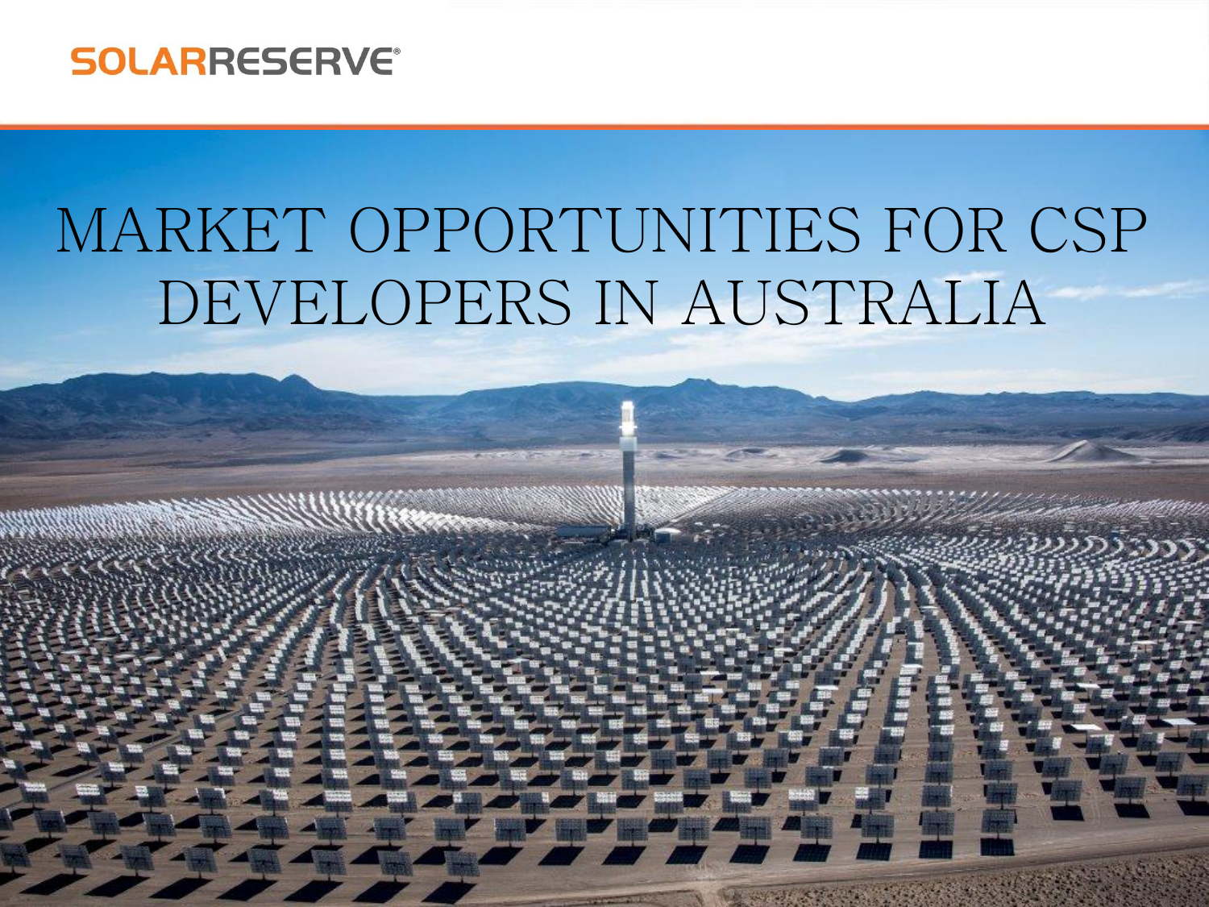SOLARRESERVE®

# MARKET OPPORTUNITIES FOR CSP DEVELOPERS IN AUSTRALIA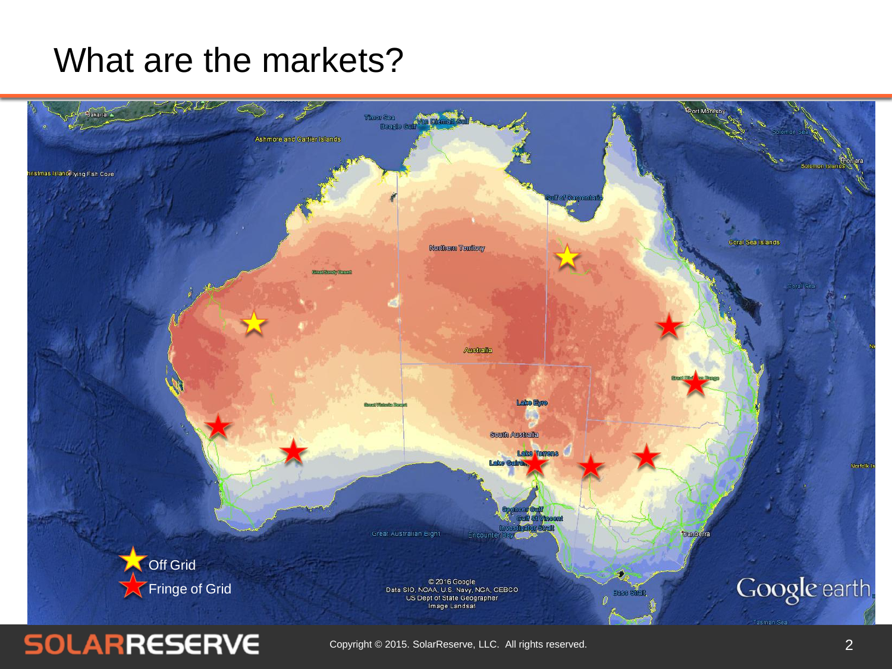# What are the markets?

Off Grid

Fringe of Grid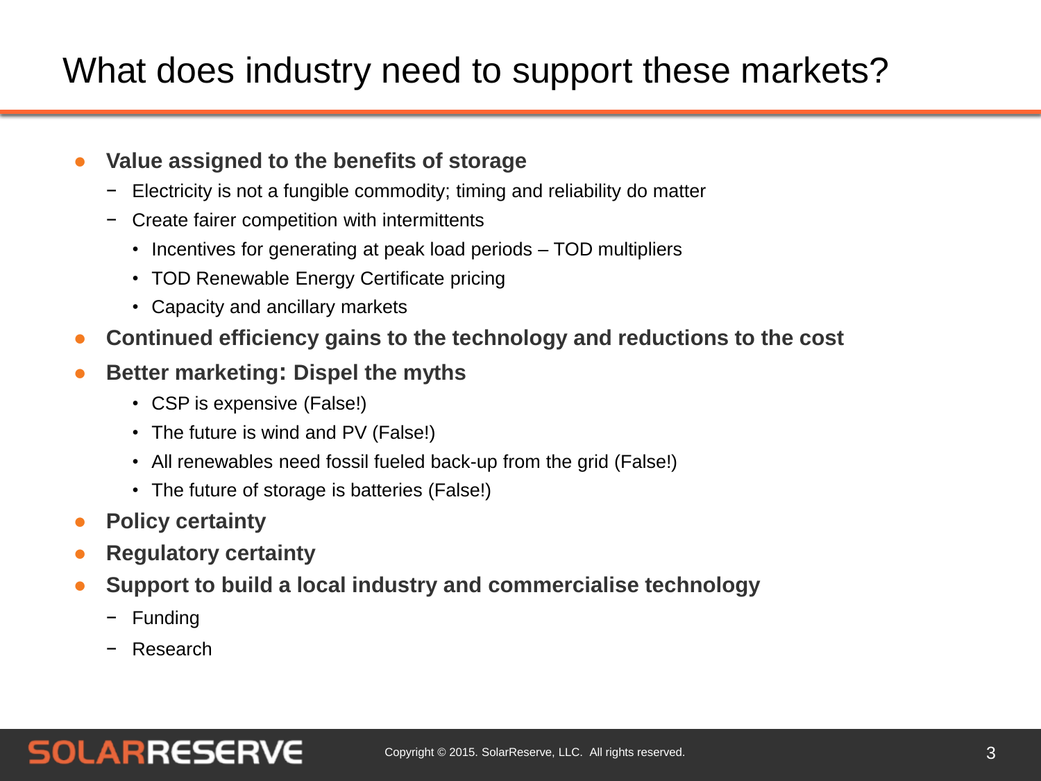# What does industry need to support these markets?

- **Value assigned to the benefits of storage**
  - Electricity is not a fungible commodity; timing and reliability do matter
  - Create fairer competition with intermittents
    - Incentives for generating at peak load periods – TOD multipliers
    - TOD Renewable Energy Certificate pricing
    - Capacity and ancillary markets
- **Continued efficiency gains to the technology and reductions to the cost**
- **Better marketing: Dispel the myths**
  - CSP is expensive (False!)
  - The future is wind and PV (False!)
  - All renewables need fossil fueled back-up from the grid (False!)
  - The future of storage is batteries (False!)
- **Policy certainty**
- **Regulatory certainty**
- **Support to build a local industry and commercialise technology**
  - Funding
  - Research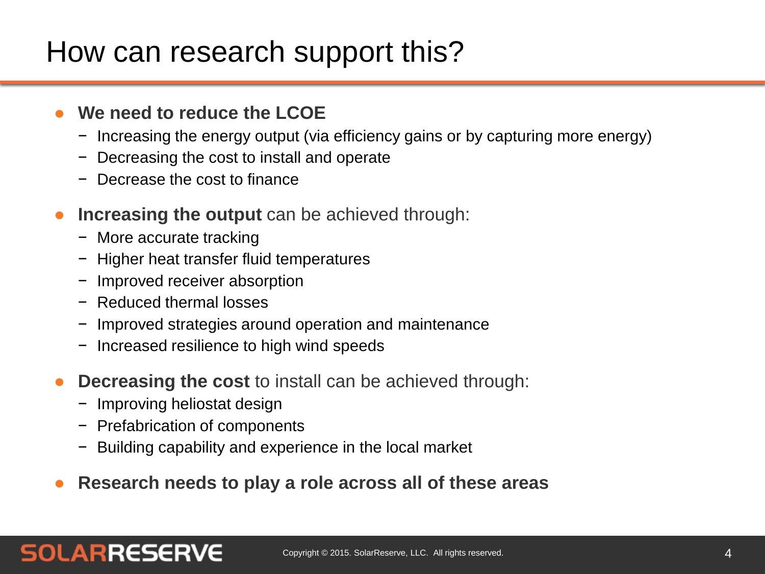# How can research support this?

- **We need to reduce the LCOE**
  - Increasing the energy output (via efficiency gains or by capturing more energy)
  - Decreasing the cost to install and operate
  - Decrease the cost to finance
- **Increasing the output** can be achieved through:
  - More accurate tracking
  - Higher heat transfer fluid temperatures
  - Improved receiver absorption
  - Reduced thermal losses
  - Improved strategies around operation and maintenance
  - Increased resilience to high wind speeds
- **Decreasing the cost** to install can be achieved through:
  - Improving heliostat design
  - Prefabrication of components
  - Building capability and experience in the local market
- **Research needs to play a role across all of these areas**

SOLARRESERVE

Copyright © 2015. SolarReserve, LLC. All rights reserved.